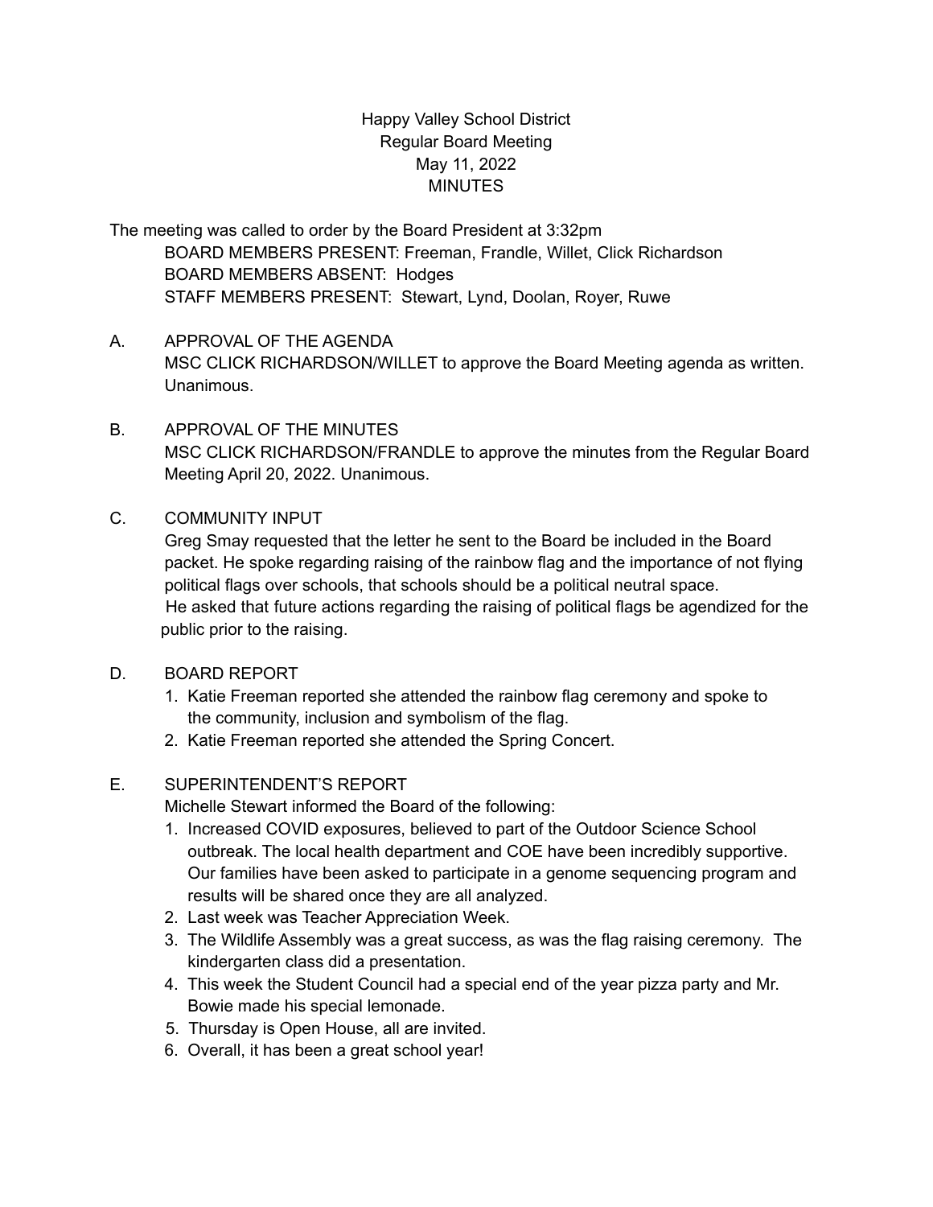Happy Valley School District
Regular Board Meeting
May 11, 2022
MINUTES

The meeting was called to order by the Board President at 3:32pm

BOARD MEMBERS PRESENT: Freeman, Frandle, Willet, Click Richardson
BOARD MEMBERS ABSENT: Hodges
STAFF MEMBERS PRESENT: Stewart, Lynd, Doolan, Royer, Ruwe

A. APPROVAL OF THE AGENDA
MSC CLICK RICHARDSON/WILLET to approve the Board Meeting agenda as written. Unanimous.

B. APPROVAL OF THE MINUTES
MSC CLICK RICHARDSON/FRANDLE to approve the minutes from the Regular Board Meeting April 20, 2022. Unanimous.

C. COMMUNITY INPUT
Greg Smay requested that the letter he sent to the Board be included in the Board packet. He spoke regarding raising of the rainbow flag and the importance of not flying political flags over schools, that schools should be a political neutral space. He asked that future actions regarding the raising of political flags be agendized for the public prior to the raising.

D. BOARD REPORT
1. Katie Freeman reported she attended the rainbow flag ceremony and spoke to the community, inclusion and symbolism of the flag.
2. Katie Freeman reported she attended the Spring Concert.

E. SUPERINTENDENT'S REPORT
Michelle Stewart informed the Board of the following:
1. Increased COVID exposures, believed to part of the Outdoor Science School outbreak. The local health department and COE have been incredibly supportive. Our families have been asked to participate in a genome sequencing program and results will be shared once they are all analyzed.
2. Last week was Teacher Appreciation Week.
3. The Wildlife Assembly was a great success, as was the flag raising ceremony. The kindergarten class did a presentation.
4. This week the Student Council had a special end of the year pizza party and Mr. Bowie made his special lemonade.
5. Thursday is Open House, all are invited.
6. Overall, it has been a great school year!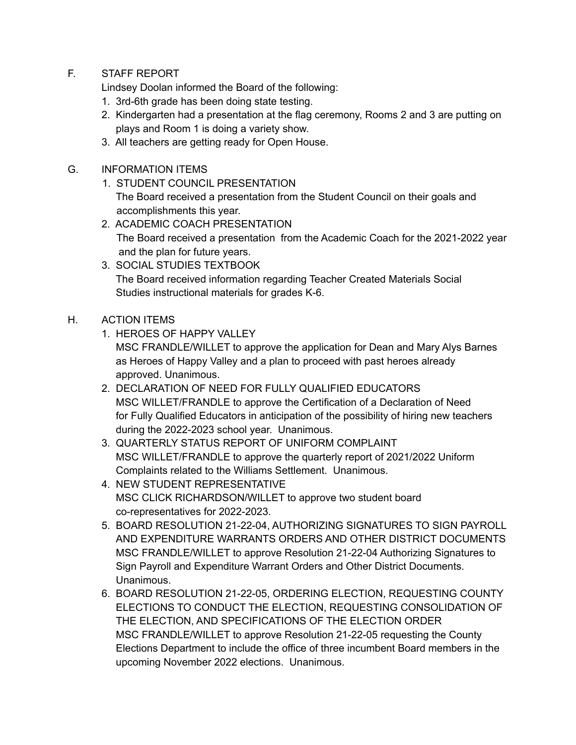F. STAFF REPORT

Lindsey Doolan informed the Board of the following:

1. 3rd-6th grade has been doing state testing.
2. Kindergarten had a presentation at the flag ceremony, Rooms 2 and 3 are putting on plays and Room 1 is doing a variety show.
3. All teachers are getting ready for Open House.

G. INFORMATION ITEMS

1. STUDENT COUNCIL PRESENTATION
   The Board received a presentation from the Student Council on their goals and accomplishments this year.
2. ACADEMIC COACH PRESENTATION
   The Board received a presentation from the Academic Coach for the 2021-2022 year and the plan for future years.
3. SOCIAL STUDIES TEXTBOOK
   The Board received information regarding Teacher Created Materials Social Studies instructional materials for grades K-6.

H. ACTION ITEMS

1. HEROES OF HAPPY VALLEY
   MSC FRANDLE/WILLET to approve the application for Dean and Mary Alys Barnes as Heroes of Happy Valley and a plan to proceed with past heroes already approved. Unanimous.
2. DECLARATION OF NEED FOR FULLY QUALIFIED EDUCATORS
   MSC WILLET/FRANDLE to approve the Certification of a Declaration of Need for Fully Qualified Educators in anticipation of the possibility of hiring new teachers during the 2022-2023 school year. Unanimous.
3. QUARTERLY STATUS REPORT OF UNIFORM COMPLAINT
   MSC WILLET/FRANDLE to approve the quarterly report of 2021/2022 Uniform Complaints related to the Williams Settlement. Unanimous.
4. NEW STUDENT REPRESENTATIVE
   MSC CLICK RICHARDSON/WILLET to approve two student board co-representatives for 2022-2023.
5. BOARD RESOLUTION 21-22-04, AUTHORIZING SIGNATURES TO SIGN PAYROLL AND EXPENDITURE WARRANTS ORDERS AND OTHER DISTRICT DOCUMENTS
   MSC FRANDLE/WILLET to approve Resolution 21-22-04 Authorizing Signatures to Sign Payroll and Expenditure Warrant Orders and Other District Documents. Unanimous.
6. BOARD RESOLUTION 21-22-05, ORDERING ELECTION, REQUESTING COUNTY ELECTIONS TO CONDUCT THE ELECTION, REQUESTING CONSOLIDATION OF THE ELECTION, AND SPECIFICATIONS OF THE ELECTION ORDER
   MSC FRANDLE/WILLET to approve Resolution 21-22-05 requesting the County Elections Department to include the office of three incumbent Board members in the upcoming November 2022 elections. Unanimous.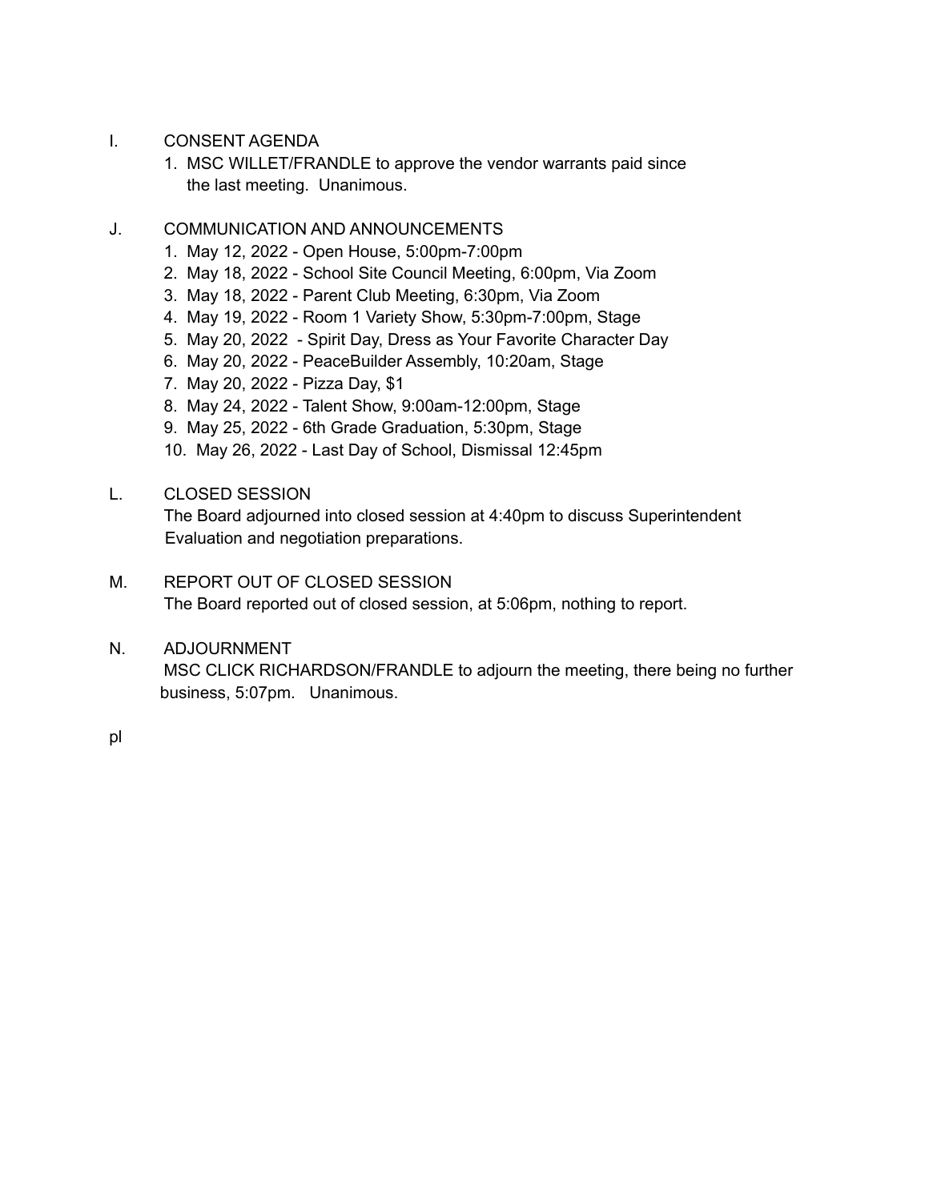I. CONSENT AGENDA

1. MSC WILLET/FRANDLE to approve the vendor warrants paid since the last meeting. Unanimous.

J. COMMUNICATION AND ANNOUNCEMENTS

1. May 12, 2022 - Open House, 5:00pm-7:00pm
2. May 18, 2022 - School Site Council Meeting, 6:00pm, Via Zoom
3. May 18, 2022 - Parent Club Meeting, 6:30pm, Via Zoom
4. May 19, 2022 - Room 1 Variety Show, 5:30pm-7:00pm, Stage
5. May 20, 2022 - Spirit Day, Dress as Your Favorite Character Day
6. May 20, 2022 - PeaceBuilder Assembly, 10:20am, Stage
7. May 20, 2022 - Pizza Day, $1
8. May 24, 2022 - Talent Show, 9:00am-12:00pm, Stage
9. May 25, 2022 - 6th Grade Graduation, 5:30pm, Stage
10. May 26, 2022 - Last Day of School, Dismissal 12:45pm

L. CLOSED SESSION

The Board adjourned into closed session at 4:40pm to discuss Superintendent Evaluation and negotiation preparations.

M. REPORT OUT OF CLOSED SESSION

The Board reported out of closed session, at 5:06pm, nothing to report.

N. ADJOURNMENT

MSC CLICK RICHARDSON/FRANDLE to adjourn the meeting, there being no further business, 5:07pm. Unanimous.

pl